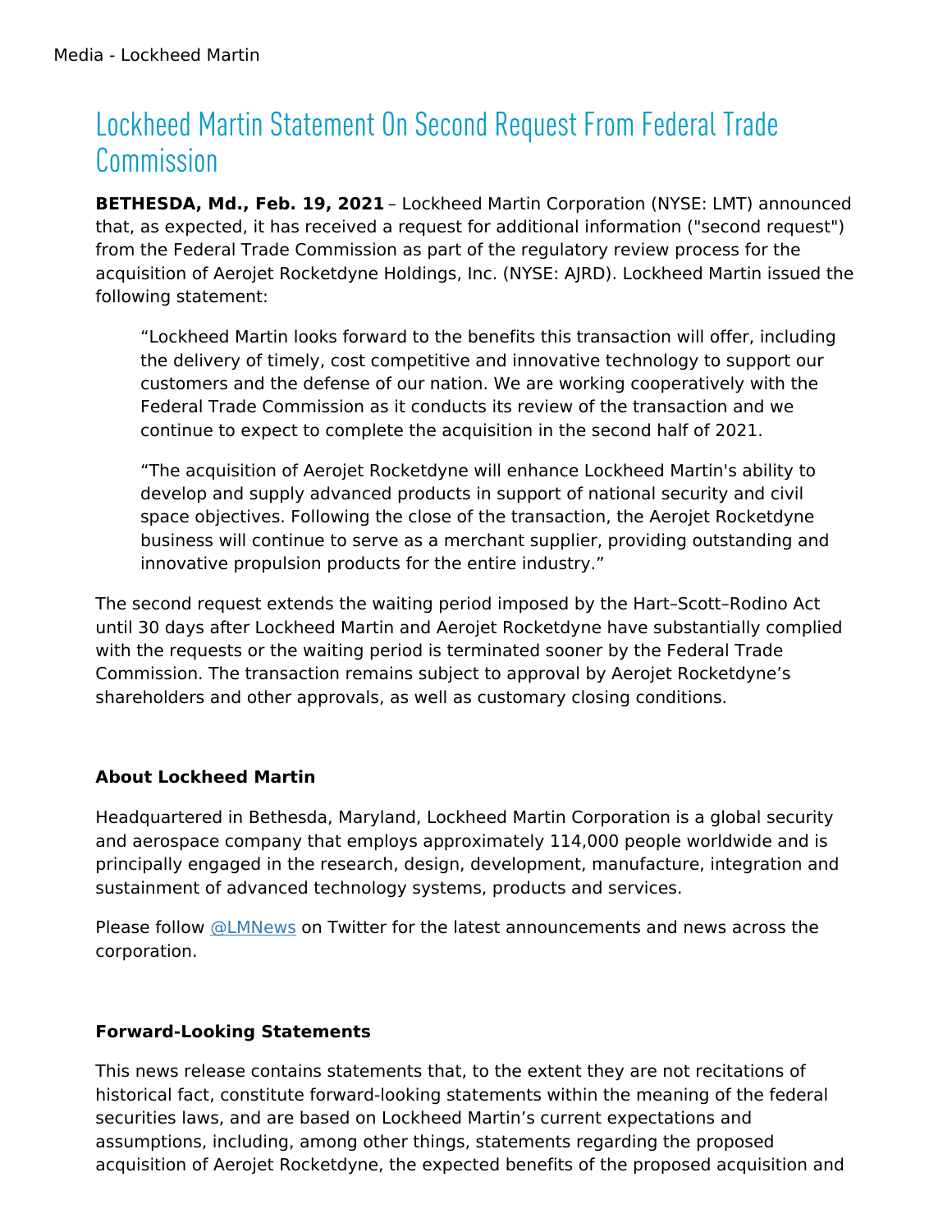# Lockheed Martin Statement On Second Request From Federal Trade Commission

**BETHESDA, Md., Feb. 19, 2021** – Lockheed Martin Corporation (NYSE: LMT) announced that, as expected, it has received a request for additional information ("second request") from the Federal Trade Commission as part of the regulatory review process for the acquisition of Aerojet Rocketdyne Holdings, Inc. (NYSE: AJRD). Lockheed Martin issued the following statement:

> "Lockheed Martin looks forward to the benefits this transaction will offer, including the delivery of timely, cost competitive and innovative technology to support our customers and the defense of our nation. We are working cooperatively with the Federal Trade Commission as it conducts its review of the transaction and we continue to expect to complete the acquisition in the second half of 2021.
>
> "The acquisition of Aerojet Rocketdyne will enhance Lockheed Martin's ability to develop and supply advanced products in support of national security and civil space objectives. Following the close of the transaction, the Aerojet Rocketdyne business will continue to serve as a merchant supplier, providing outstanding and innovative propulsion products for the entire industry."

The second request extends the waiting period imposed by the Hart–Scott–Rodino Act until 30 days after Lockheed Martin and Aerojet Rocketdyne have substantially complied with the requests or the waiting period is terminated sooner by the Federal Trade Commission. The transaction remains subject to approval by Aerojet Rocketdyne's shareholders and other approvals, as well as customary closing conditions.

### About Lockheed Martin

Headquartered in Bethesda, Maryland, Lockheed Martin Corporation is a global security and aerospace company that employs approximately 114,000 people worldwide and is principally engaged in the research, design, development, manufacture, integration and sustainment of advanced technology systems, products and services.

Please follow @LMNews on Twitter for the latest announcements and news across the corporation.

### Forward-Looking Statements

This news release contains statements that, to the extent they are not recitations of historical fact, constitute forward-looking statements within the meaning of the federal securities laws, and are based on Lockheed Martin's current expectations and assumptions, including, among other things, statements regarding the proposed acquisition of Aerojet Rocketdyne, the expected benefits of the proposed acquisition and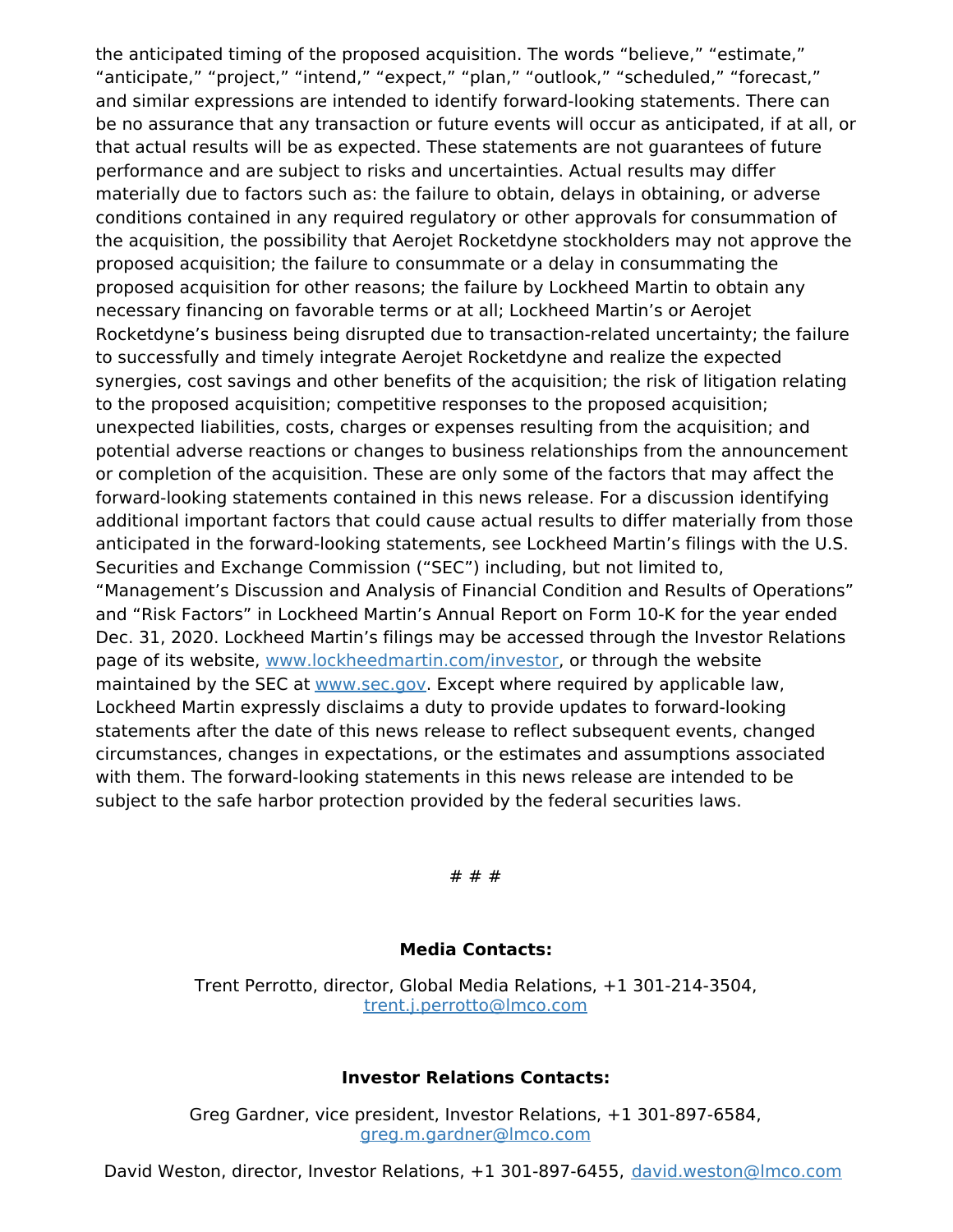the anticipated timing of the proposed acquisition. The words "believe," "estimate," "anticipate," "project," "intend," "expect," "plan," "outlook," "scheduled," "forecast," and similar expressions are intended to identify forward-looking statements. There can be no assurance that any transaction or future events will occur as anticipated, if at all, or that actual results will be as expected. These statements are not guarantees of future performance and are subject to risks and uncertainties. Actual results may differ materially due to factors such as: the failure to obtain, delays in obtaining, or adverse conditions contained in any required regulatory or other approvals for consummation of the acquisition, the possibility that Aerojet Rocketdyne stockholders may not approve the proposed acquisition; the failure to consummate or a delay in consummating the proposed acquisition for other reasons; the failure by Lockheed Martin to obtain any necessary financing on favorable terms or at all; Lockheed Martin's or Aerojet Rocketdyne's business being disrupted due to transaction-related uncertainty; the failure to successfully and timely integrate Aerojet Rocketdyne and realize the expected synergies, cost savings and other benefits of the acquisition; the risk of litigation relating to the proposed acquisition; competitive responses to the proposed acquisition; unexpected liabilities, costs, charges or expenses resulting from the acquisition; and potential adverse reactions or changes to business relationships from the announcement or completion of the acquisition. These are only some of the factors that may affect the forward-looking statements contained in this news release. For a discussion identifying additional important factors that could cause actual results to differ materially from those anticipated in the forward-looking statements, see Lockheed Martin's filings with the U.S. Securities and Exchange Commission ("SEC") including, but not limited to, "Management's Discussion and Analysis of Financial Condition and Results of Operations" and "Risk Factors" in Lockheed Martin's Annual Report on Form 10-K for the year ended Dec. 31, 2020. Lockheed Martin's filings may be accessed through the Investor Relations page of its website, [www.lockheedmartin.com/investor](http://www.lockheedmartin.com/investor), or through the website maintained by the SEC at [www.sec.gov](http://www.sec.gov). Except where required by applicable law, Lockheed Martin expressly disclaims a duty to provide updates to forward-looking statements after the date of this news release to reflect subsequent events, changed circumstances, changes in expectations, or the estimates and assumptions associated with them. The forward-looking statements in this news release are intended to be subject to the safe harbor protection provided by the federal securities laws.

# # #

**Media Contacts:**

Trent Perrotto, director, Global Media Relations, +1 301-214-3504, [trent.j.perrotto@lmco.com](mailto:trent.j.perrotto@lmco.com)

**Investor Relations Contacts:**

Greg Gardner, vice president, Investor Relations, +1 301-897-6584, [greg.m.gardner@lmco.com](mailto:greg.m.gardner@lmco.com)

David Weston, director, Investor Relations, +1 301-897-6455, [david.weston@lmco.com](mailto:david.weston@lmco.com)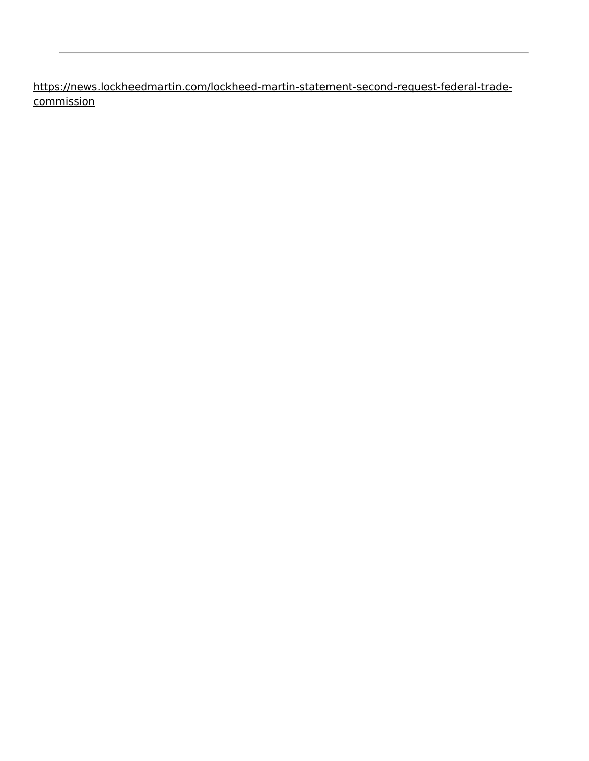---

https://news.lockheedmartin.com/lockheed-martin-statement-second-request-federal-trade-commission